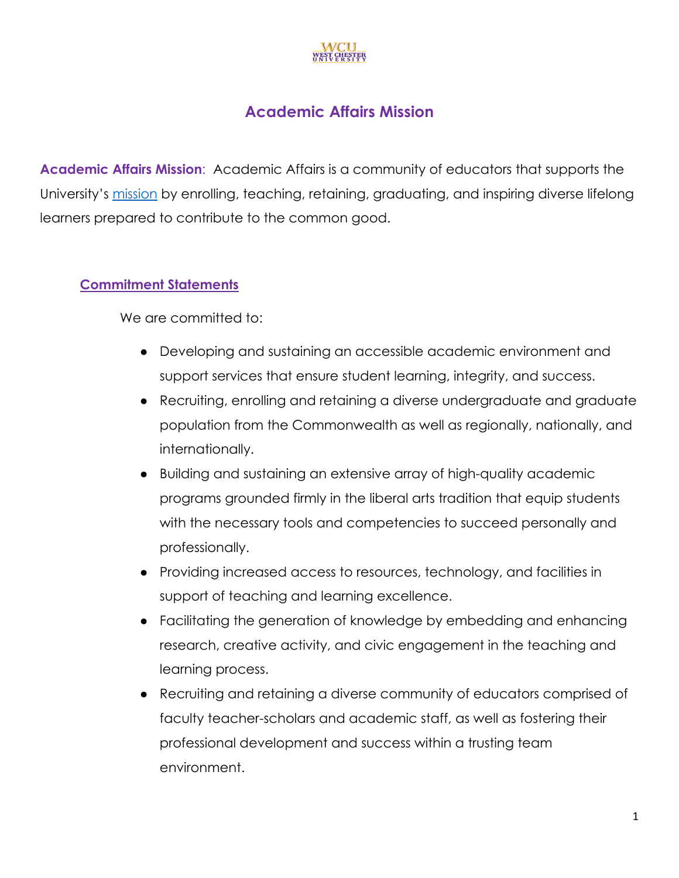# Academic Affairs Mission

**Academic Affairs Mission**: Academic Affairs is a community of educators that supports the University's mission by enrolling, teaching, retaining, graduating, and inspiring diverse lifelong learners prepared to contribute to the common good.

## Commitment Statements

We are committed to:

- Developing and sustaining an accessible academic environment and support services that ensure student learning, integrity, and success.
- Recruiting, enrolling and retaining a diverse undergraduate and graduate population from the Commonwealth as well as regionally, nationally, and internationally.
- Building and sustaining an extensive array of high-quality academic programs grounded firmly in the liberal arts tradition that equip students with the necessary tools and competencies to succeed personally and professionally.
- Providing increased access to resources, technology, and facilities in support of teaching and learning excellence.
- Facilitating the generation of knowledge by embedding and enhancing research, creative activity, and civic engagement in the teaching and learning process.
- Recruiting and retaining a diverse community of educators comprised of faculty teacher-scholars and academic staff, as well as fostering their professional development and success within a trusting team environment.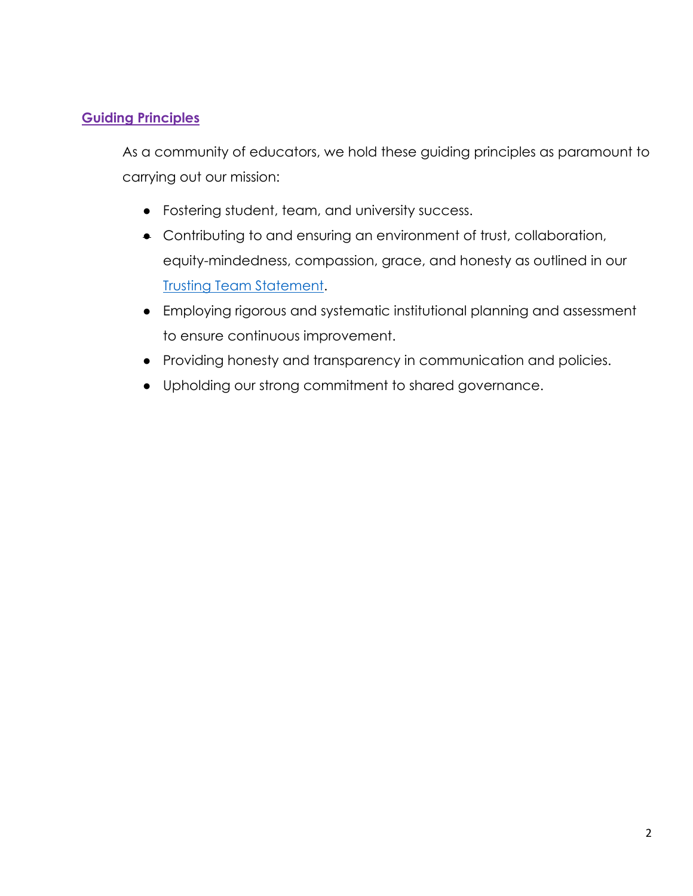## Guiding Principles

As a community of educators, we hold these guiding principles as paramount to carrying out our mission:

- Fostering student, team, and university success.
- Contributing to and ensuring an environment of trust, collaboration, equity-mindedness, compassion, grace, and honesty as outlined in our Trusting Team Statement.
- Employing rigorous and systematic institutional planning and assessment to ensure continuous improvement.
- Providing honesty and transparency in communication and policies.
- Upholding our strong commitment to shared governance.